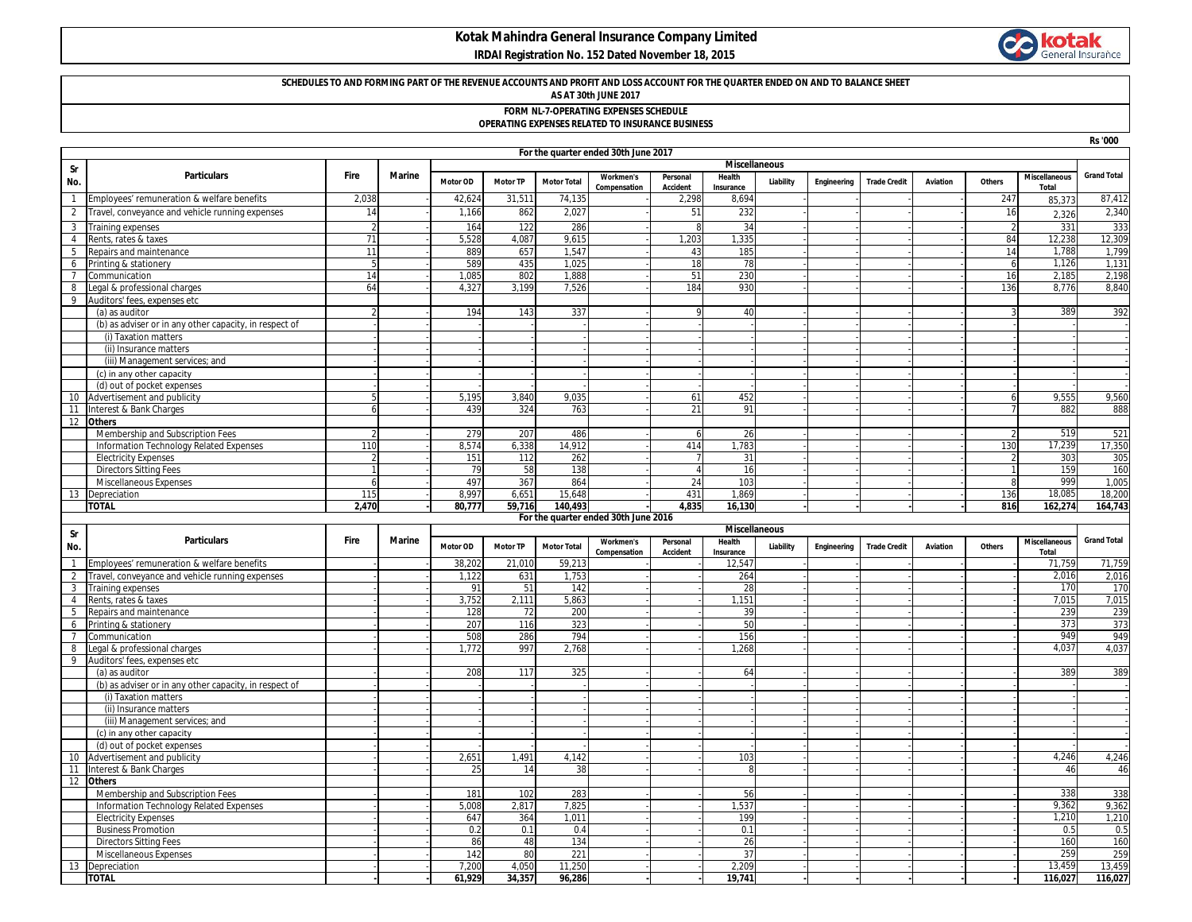# Kotak Mahindra General Insurance Company Limited

**IRDAI Registration No. 152 Dated November 18, 2015**

**SCHEDULES TO AND FORMING PART OF THE REVENUE ACCOUNTS AND PROFIT AND LOSS ACCOUNT FOR THE QUARTER ENDED ON AND TO BALANCE SHEET AS AT 30th JUNE 2017**

**FORM NL-7-OPERATING EXPENSES SCHEDULE**

**OPERATING EXPENSES RELATED TO INSURANCE BUSINESS**

Rs '000

**For the quarter ended 30th June 2017**

| Sr No. | Particulars | Fire | Marine | Miscellaneous | | | | | | | | | | | | Grand Total |
|---|---|---|---|---|---|---|---|---|---|---|---|---|---|---|---|---|
| | | | | Motor OD | Motor TP | Motor Total | Workmen's Compensation | Personal Accident | Health Insurance | Liability | Engineering | Trade Credit | Aviation | Others | Miscellaneous Total | |
| 1 | Employees' remuneration & welfare benefits | 2,038 | - | 42,624 | 31,511 | 74,135 | - | 2,298 | 8,694 | - | - | - | - | 247 | 85,373 | 87,412 |
| 2 | Travel, conveyance and vehicle running expenses | 14 | - | 1,166 | 862 | 2,027 | - | 51 | 232 | - | - | - | - | 16 | 2,326 | 2,340 |
| 3 | Training expenses | 2 | - | 164 | 122 | 286 | - | 8 | 34 | - | - | - | - | 2 | 331 | 333 |
| 4 | Rents, rates & taxes | 71 | - | 5,528 | 4,087 | 9,615 | - | 1,203 | 1,335 | - | - | - | - | 84 | 12,238 | 12,309 |
| 5 | Repairs and maintenance | 11 | - | 889 | 657 | 1,547 | - | 43 | 185 | - | - | - | - | 14 | 1,788 | 1,799 |
| 6 | Printing & stationery | 5 | - | 589 | 435 | 1,025 | - | 18 | 78 | - | - | - | - | 6 | 1,126 | 1,131 |
| 7 | Communication | 14 | - | 1,085 | 802 | 1,888 | - | 51 | 230 | - | - | - | - | 16 | 2,185 | 2,198 |
| 8 | Legal & professional charges | 64 | - | 4,327 | 3,199 | 7,526 | - | 184 | 930 | - | - | - | - | 136 | 8,776 | 8,840 |
| 9 | Auditors' fees, expenses etc | | | | | | | | | | | | | | | |
| | (a) as auditor | 2 | - | 194 | 143 | 337 | - | 9 | 40 | - | - | - | - | 3 | 389 | 392 |
| | (b) as adviser or in any other capacity, in respect of | - | - | - | - | - | - | - | - | - | - | - | - | - | - | - |
| | (i) Taxation matters | - | - | - | - | - | - | - | - | - | - | - | - | - | - | - |
| | (ii) Insurance matters | - | - | - | - | - | - | - | - | - | - | - | - | - | - | - |
| | (iii) Management services; and | - | - | - | - | - | - | - | - | - | - | - | - | - | - | - |
| | (c) in any other capacity | - | - | - | - | - | - | - | - | - | - | - | - | - | - | - |
| | (d) out of pocket expenses | - | - | - | - | - | - | - | - | - | - | - | - | - | - | - |
| 10 | Advertisement and publicity | 5 | - | 5,195 | 3,840 | 9,035 | - | 61 | 452 | - | - | - | - | 6 | 9,555 | 9,560 |
| 11 | Interest & Bank Charges | 6 | - | 439 | 324 | 763 | - | 21 | 91 | - | - | - | - | 7 | 882 | 888 |
| 12 | **Others** | | | | | | | | | | | | | | | |
| | Membership and Subscription Fees | 2 | - | 279 | 207 | 486 | - | 6 | 26 | - | - | - | - | 2 | 519 | 521 |
| | Information Technology Related Expenses | 110 | - | 8,574 | 6,338 | 14,912 | - | 414 | 1,783 | - | - | - | - | 130 | 17,239 | 17,350 |
| | Electricity Expenses | 2 | - | 151 | 112 | 262 | - | 7 | 31 | - | - | - | - | 2 | 303 | 305 |
| | Directors Sitting Fees | 1 | - | 79 | 58 | 138 | - | 4 | 16 | - | - | - | - | 1 | 159 | 160 |
| | Miscellaneous Expenses | 6 | - | 497 | 367 | 864 | - | 24 | 103 | - | - | - | - | 8 | 999 | 1,005 |
| 13 | Depreciation | 115 | - | 8,997 | 6,651 | 15,648 | - | 431 | 1,869 | - | - | - | - | 136 | 18,085 | 18,200 |
| | **TOTAL** | **2,470** | **-** | **80,777** | **59,716** | **140,493** | **-** | **4,835** | **16,130** | **-** | **-** | **-** | **-** | **816** | **162,274** | **164,743** |

**For the quarter ended 30th June 2016**

| Sr No. | Particulars | Fire | Marine | Miscellaneous | | | | | | | | | | | | Grand Total |
|---|---|---|---|---|---|---|---|---|---|---|---|---|---|---|---|---|
| | | | | Motor OD | Motor TP | Motor Total | Workmen's Compensation | Personal Accident | Health Insurance | Liability | Engineering | Trade Credit | Aviation | Others | Miscellaneous Total | |
| 1 | Employees' remuneration & welfare benefits | - | - | 38,202 | 21,010 | 59,213 | - | - | 12,547 | - | - | - | - | - | 71,759 | 71,759 |
| 2 | Travel, conveyance and vehicle running expenses | - | - | 1,122 | 631 | 1,753 | - | - | 264 | - | - | - | - | - | 2,016 | 2,016 |
| 3 | Training expenses | - | - | 91 | 51 | 142 | - | - | 28 | - | - | - | - | - | 170 | 170 |
| 4 | Rents, rates & taxes | - | - | 3,752 | 2,111 | 5,863 | - | - | 1,151 | - | - | - | - | - | 7,015 | 7,015 |
| 5 | Repairs and maintenance | - | - | 128 | 72 | 200 | - | - | 39 | - | - | - | - | - | 239 | 239 |
| 6 | Printing & stationery | - | - | 207 | 116 | 323 | - | - | 50 | - | - | - | - | - | 373 | 373 |
| 7 | Communication | - | - | 508 | 286 | 794 | - | - | 156 | - | - | - | - | - | 949 | 949 |
| 8 | Legal & professional charges | - | - | 1,772 | 997 | 2,768 | - | - | 1,268 | - | - | - | - | - | 4,037 | 4,037 |
| 9 | Auditors' fees, expenses etc | | | | | | | | | | | | | | | |
| | (a) as auditor | - | - | 208 | 117 | 325 | - | - | 64 | - | - | - | - | - | 389 | 389 |
| | (b) as adviser or in any other capacity, in respect of | - | - | - | - | - | - | - | - | - | - | - | - | - | - | - |
| | (i) Taxation matters | - | - | - | - | - | - | - | - | - | - | - | - | - | - | - |
| | (ii) Insurance matters | - | - | - | - | - | - | - | - | - | - | - | - | - | - | - |
| | (iii) Management services; and | - | - | - | - | - | - | - | - | - | - | - | - | - | - | - |
| | (c) in any other capacity | - | - | - | - | - | - | - | - | - | - | - | - | - | - | - |
| | (d) out of pocket expenses | - | - | - | - | - | - | - | - | - | - | - | - | - | - | - |
| 10 | Advertisement and publicity | - | - | 2,651 | 1,491 | 4,142 | - | - | 103 | - | - | - | - | - | 4,246 | 4,246 |
| 11 | Interest & Bank Charges | - | - | 25 | 14 | 38 | - | - | 8 | - | - | - | - | - | 46 | 46 |
| 12 | **Others** | | | | | | | | | | | | | | | |
| | Membership and Subscription Fees | - | - | 181 | 102 | 283 | - | - | 56 | - | - | - | - | - | 338 | 338 |
| | Information Technology Related Expenses | - | - | 5,008 | 2,817 | 7,825 | - | - | 1,537 | - | - | - | - | - | 9,362 | 9,362 |
| | Electricity Expenses | - | - | 647 | 364 | 1,011 | - | - | 199 | - | - | - | - | - | 1,210 | 1,210 |
| | Business Promotion | - | - | 0.2 | 0.1 | 0.4 | - | - | 0.1 | - | - | - | - | - | 0.5 | 0.5 |
| | Directors Sitting Fees | - | - | 86 | 48 | 134 | - | - | 26 | - | - | - | - | - | 160 | 160 |
| | Miscellaneous Expenses | - | - | 142 | 80 | 221 | - | - | 37 | - | - | - | - | - | 259 | 259 |
| 13 | Depreciation | - | - | 7,200 | 4,050 | 11,250 | - | - | 2,209 | - | - | - | - | - | 13,459 | 13,459 |
| | **TOTAL** | **-** | **-** | **61,929** | **34,357** | **96,286** | **-** | **-** | **19,741** | **-** | **-** | **-** | **-** | **-** | **116,027** | **116,027** |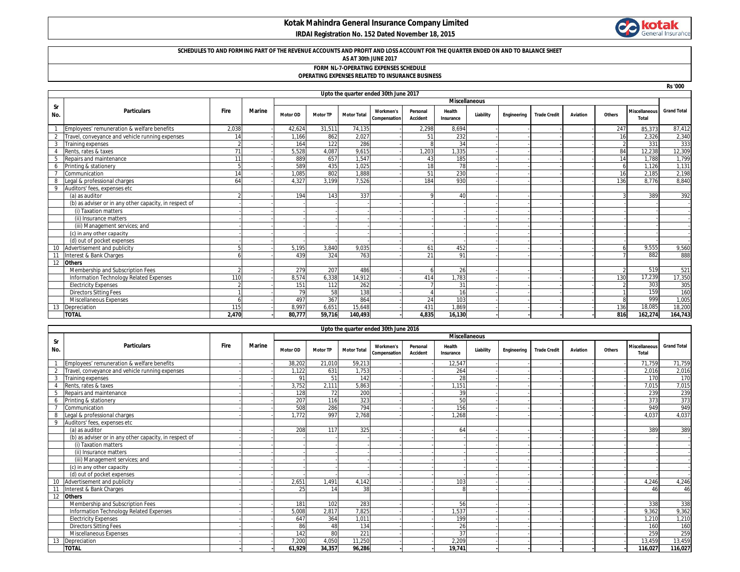# Kotak Mahindra General Insurance Company Limited

**IRDAI Registration No. 152 Dated November 18, 2015**

**SCHEDULES TO AND FORMING PART OF THE REVENUE ACCOUNTS AND PROFIT AND LOSS ACCOUNT FOR THE QUARTER ENDED ON AND TO BALANCE SHEET AS AT 30th JUNE 2017**

**FORM NL-7-OPERATING EXPENSES SCHEDULE**

**OPERATING EXPENSES RELATED TO INSURANCE BUSINESS**

Rs '000

| Sr No. | Particulars | Upto the quarter ended 30th June 2017 | | | | | | | | | | | | | | |
|---|---|---|---|---|---|---|---|---|---|---|---|---|---|---|---|---|
| | | Fire | Marine | Miscellaneous | | | | | | | | | | | | Grand Total |
| | | | | Motor OD | Motor TP | Motor Total | Workmen's Compensation | Personal Accident | Health Insurance | Liability | Engineering | Trade Credit | Aviation | Others | Miscellaneous Total | |
| 1 | Employees' remuneration & welfare benefits | 2,038 | - | 42,624 | 31,511 | 74,135 | - | 2,298 | 8,694 | - | - | - | - | 247 | 85,373 | 87,412 |
| 2 | Travel, conveyance and vehicle running expenses | 14 | - | 1,166 | 862 | 2,027 | - | 51 | 232 | - | - | - | - | 16 | 2,326 | 2,340 |
| 3 | Training expenses | 2 | - | 164 | 122 | 286 | - | 8 | 34 | - | - | - | - | 2 | 331 | 333 |
| 4 | Rents, rates & taxes | 71 | - | 5,528 | 4,087 | 9,615 | - | 1,203 | 1,335 | - | - | - | - | 84 | 12,238 | 12,309 |
| 5 | Repairs and maintenance | 11 | - | 889 | 657 | 1,547 | - | 43 | 185 | - | - | - | - | 14 | 1,788 | 1,799 |
| 6 | Printing & stationery | 5 | - | 589 | 435 | 1,025 | - | 18 | 78 | - | - | - | - | 6 | 1,126 | 1,131 |
| 7 | Communication | 14 | - | 1,085 | 802 | 1,888 | - | 51 | 230 | - | - | - | - | 16 | 2,185 | 2,198 |
| 8 | Legal & professional charges | 64 | - | 4,327 | 3,199 | 7,526 | - | 184 | 930 | - | - | - | - | 136 | 8,776 | 8,840 |
| 9 | Auditors' fees, expenses etc | | | | | | | | | | | | | | | |
| | (a) as auditor | 2 | - | 194 | 143 | 337 | - | 9 | 40 | - | - | - | - | 3 | 389 | 392 |
| | (b) as adviser or in any other capacity, in respect of | - | - | - | - | - | - | - | - | - | - | - | - | - | - | - |
| | (i) Taxation matters | - | - | - | - | - | - | - | - | - | - | - | - | - | - | - |
| | (ii) Insurance matters | - | - | - | - | - | - | - | - | - | - | - | - | - | - | - |
| | (iii) Management services; and | - | - | - | - | - | - | - | - | - | - | - | - | - | - | - |
| | (c) in any other capacity | - | - | - | - | - | - | - | - | - | - | - | - | - | - | - |
| | (d) out of pocket expenses | - | - | - | - | - | - | - | - | - | - | - | - | - | - | - |
| 10 | Advertisement and publicity | 5 | - | 5,195 | 3,840 | 9,035 | - | 61 | 452 | - | - | - | - | 6 | 9,555 | 9,560 |
| 11 | Interest & Bank Charges | 6 | - | 439 | 324 | 763 | - | 21 | 91 | - | - | - | - | 7 | 882 | 888 |
| 12 | **Others** | | | | | | | | | | | | | | | |
| | Membership and Subscription Fees | 2 | - | 279 | 207 | 486 | - | 6 | 26 | - | - | - | - | 2 | 519 | 521 |
| | Information Technology Related Expenses | 110 | - | 8,574 | 6,338 | 14,912 | - | 414 | 1,783 | - | - | - | - | 130 | 17,239 | 17,350 |
| | Electricity Expenses | 2 | - | 151 | 112 | 262 | - | 7 | 31 | - | - | - | - | 2 | 303 | 305 |
| | Directors Sitting Fees | 1 | - | 79 | 58 | 138 | - | 4 | 16 | - | - | - | - | 1 | 159 | 160 |
| | Miscellaneous Expenses | 6 | - | 497 | 367 | 864 | - | 24 | 103 | - | - | - | - | 8 | 999 | 1,005 |
| 13 | Depreciation | 115 | - | 8,997 | 6,651 | 15,648 | - | 431 | 1,869 | - | - | - | - | 136 | 18,085 | 18,200 |
| | **TOTAL** | **2,470** | **-** | **80,777** | **59,716** | **140,493** | **-** | **4,835** | **16,130** | **-** | **-** | **-** | **-** | **816** | **162,274** | **164,743** |

| Sr No. | Particulars | Upto the quarter ended 30th June 2016 | | | | | | | | | | | | | | |
|---|---|---|---|---|---|---|---|---|---|---|---|---|---|---|---|---|
| | | Fire | Marine | Miscellaneous | | | | | | | | | | | | Grand Total |
| | | | | Motor OD | Motor TP | Motor Total | Workmen's Compensation | Personal Accident | Health Insurance | Liability | Engineering | Trade Credit | Aviation | Others | Miscellaneous Total | |
| 1 | Employees' remuneration & welfare benefits | - | - | 38,202 | 21,010 | 59,213 | - | - | 12,547 | - | - | - | - | - | 71,759 | 71,759 |
| 2 | Travel, conveyance and vehicle running expenses | - | - | 1,122 | 631 | 1,753 | - | - | 264 | - | - | - | - | - | 2,016 | 2,016 |
| 3 | Training expenses | - | - | 91 | 51 | 142 | - | - | 28 | - | - | - | - | - | 170 | 170 |
| 4 | Rents, rates & taxes | - | - | 3,752 | 2,111 | 5,863 | - | - | 1,151 | - | - | - | - | - | 7,015 | 7,015 |
| 5 | Repairs and maintenance | - | - | 128 | 72 | 200 | - | - | 39 | - | - | - | - | - | 239 | 239 |
| 6 | Printing & stationery | - | - | 207 | 116 | 323 | - | - | 50 | - | - | - | - | - | 373 | 373 |
| 7 | Communication | - | - | 508 | 286 | 794 | - | - | 156 | - | - | - | - | - | 949 | 949 |
| 8 | Legal & professional charges | - | - | 1,772 | 997 | 2,768 | - | - | 1,268 | - | - | - | - | - | 4,037 | 4,037 |
| 9 | Auditors' fees, expenses etc | | | | | | | | | | | | | | | |
| | (a) as auditor | - | - | 208 | 117 | 325 | - | - | 64 | - | - | - | - | - | 389 | 389 |
| | (b) as adviser or in any other capacity, in respect of | - | - | - | - | - | - | - | - | - | - | - | - | - | - | - |
| | (i) Taxation matters | - | - | - | - | - | - | - | - | - | - | - | - | - | - | - |
| | (ii) Insurance matters | - | - | - | - | - | - | - | - | - | - | - | - | - | - | - |
| | (iii) Management services; and | - | - | - | - | - | - | - | - | - | - | - | - | - | - | - |
| | (c) in any other capacity | - | - | - | - | - | - | - | - | - | - | - | - | - | - | - |
| | (d) out of pocket expenses | - | - | - | - | - | - | - | - | - | - | - | - | - | - | - |
| 10 | Advertisement and publicity | - | - | 2,651 | 1,491 | 4,142 | - | - | 103 | - | - | - | - | - | 4,246 | 4,246 |
| 11 | Interest & Bank Charges | - | - | 25 | 14 | 38 | - | - | 8 | - | - | - | - | - | 46 | 46 |
| 12 | **Others** | | | | | | | | | | | | | | | |
| | Membership and Subscription Fees | - | - | 181 | 102 | 283 | - | - | 56 | - | - | - | - | - | 338 | 338 |
| | Information Technology Related Expenses | - | - | 5,008 | 2,817 | 7,825 | - | - | 1,537 | - | - | - | - | - | 9,362 | 9,362 |
| | Electricity Expenses | - | - | 647 | 364 | 1,011 | - | - | 199 | - | - | - | - | - | 1,210 | 1,210 |
| | Directors Sitting Fees | - | - | 86 | 48 | 134 | - | - | 26 | - | - | - | - | - | 160 | 160 |
| | Miscellaneous Expenses | - | - | 142 | 80 | 221 | - | - | 37 | - | - | - | - | - | 259 | 259 |
| 13 | Depreciation | - | - | 7,200 | 4,050 | 11,250 | - | - | 2,209 | - | - | - | - | - | 13,459 | 13,459 |
| | **TOTAL** | **-** | **-** | **61,929** | **34,357** | **96,286** | **-** | **-** | **19,741** | **-** | **-** | **-** | **-** | **-** | **116,027** | **116,027** |